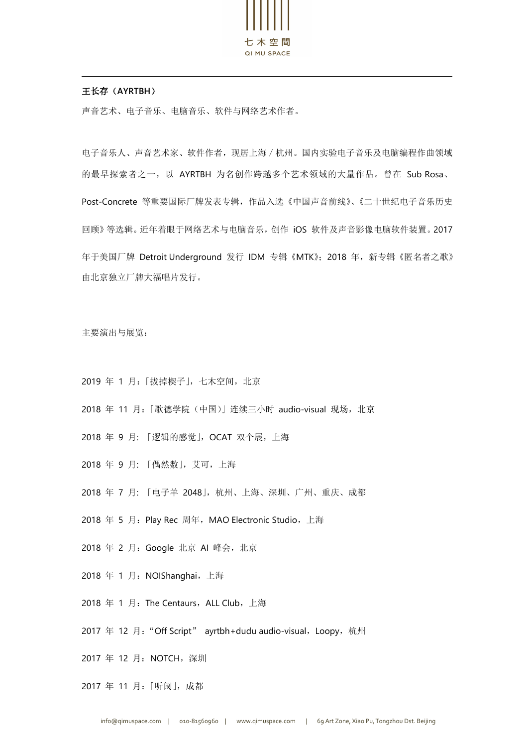**王长存（AYRTBH）**

声音艺术、电子音乐、电脑音乐、软件与网络艺术作者。

电子音乐人、声音艺术家、软件作者，现居上海 / 杭州。国内实验电子音乐及电脑编程作曲领域的最早探索者之一，以 AYRTBH 为名创作跨越多个艺术领域的大量作品。曾在 Sub Rosa、Post-Concrete 等重要国际厂牌发表专辑，作品入选《中国声音前线》、《二十世纪电子音乐历史回顾》等选辑。近年着眼于网络艺术与电脑音乐，创作 iOS 软件及声音影像电脑软件装置。2017 年于美国厂牌 Detroit Underground 发行 IDM 专辑《MTK》；2018 年，新专辑《匿名者之歌》由北京独立厂牌大福唱片发行。

主要演出与展览：

2019 年 1 月：「拔掉楔子」，七木空间，北京

2018 年 11 月：「歌德学院（中国）」连续三小时 audio-visual 现场，北京

2018 年 9 月: 「逻辑的感觉」，OCAT 双个展，上海

2018 年 9 月: 「偶然数」，艾可，上海

2018 年 7 月: 「电子羊 2048」，杭州、上海、深圳、广州、重庆、成都

2018 年 5 月：Play Rec 周年，MAO Electronic Studio，上海

2018 年 2 月：Google 北京 AI 峰会，北京

2018 年 1 月：NOIShanghai，上海

2018 年 1 月：The Centaurs，ALL Club，上海

2017 年 12 月：“Off Script” ayrtbh+dudu audio-visual，Loopy，杭州

2017 年 12 月：NOTCH，深圳

2017 年 11 月：「听阈」，成都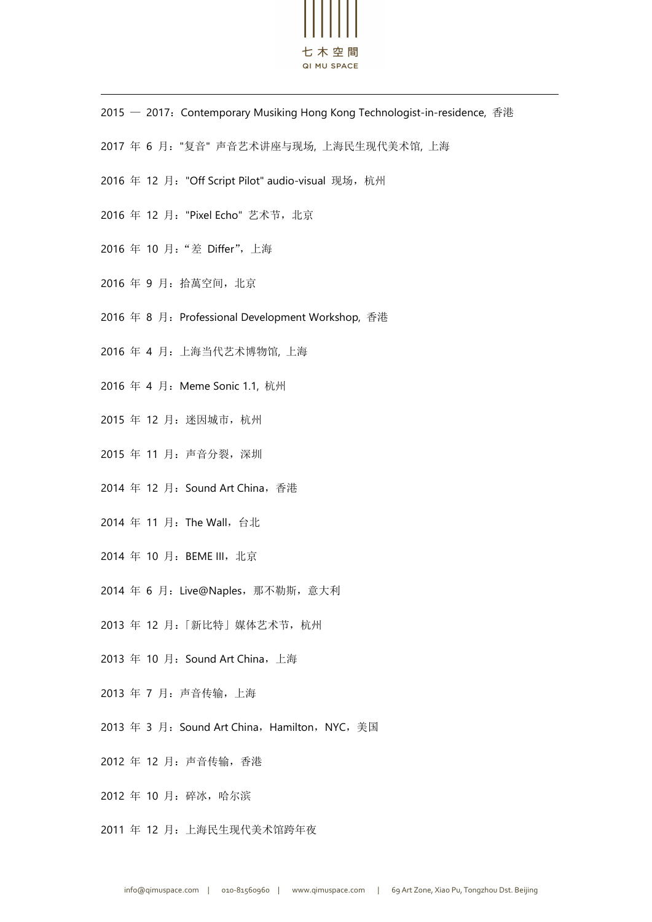2015 — 2017：Contemporary Musiking Hong Kong Technologist-in-residence, 香港

2017 年 6 月："复音" 声音艺术讲座与现场, 上海民生现代美术馆, 上海

2016 年 12 月："Off Script Pilot" audio-visual 现场，杭州

2016 年 12 月："Pixel Echo" 艺术节，北京

2016 年 10 月："差 Differ"，上海

2016 年 9 月：拾萬空间，北京

2016 年 8 月：Professional Development Workshop, 香港

2016 年 4 月：上海当代艺术博物馆, 上海

2016 年 4 月：Meme Sonic 1.1, 杭州

2015 年 12 月：迷因城市，杭州

2015 年 11 月：声音分裂，深圳

2014 年 12 月：Sound Art China，香港

2014 年 11 月：The Wall，台北

2014 年 10 月：BEME III，北京

2014 年 6 月：Live@Naples，那不勒斯，意大利

2013 年 12 月：「新比特」媒体艺术节，杭州

2013 年 10 月：Sound Art China，上海

2013 年 7 月：声音传输，上海

2013 年 3 月：Sound Art China，Hamilton，NYC，美国

2012 年 12 月：声音传输，香港

2012 年 10 月：碎冰，哈尔滨

2011 年 12 月：上海民生现代美术馆跨年夜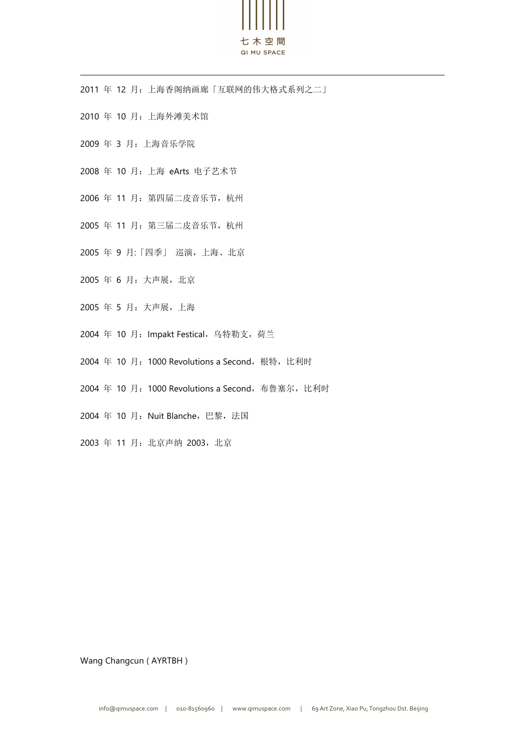2011 年 12 月：上海香阁纳画廊「互联网的伟大格式系列之二」

2010 年 10 月：上海外滩美术馆

2009 年 3 月：上海音乐学院

2008 年 10 月：上海 eArts 电子艺术节

2006 年 11 月：第四届二皮音乐节，杭州

2005 年 11 月：第三届二皮音乐节，杭州

2005 年 9 月:「四季」 巡演，上海、北京

2005 年 6 月：大声展，北京

2005 年 5 月：大声展，上海

2004 年 10 月：Impakt Festical，乌特勒支，荷兰

2004 年 10 月：1000 Revolutions a Second，根特，比利时

2004 年 10 月：1000 Revolutions a Second，布鲁塞尔，比利时

2004 年 10 月：Nuit Blanche，巴黎，法国

2003 年 11 月：北京声纳 2003，北京

Wang Changcun ( AYRTBH )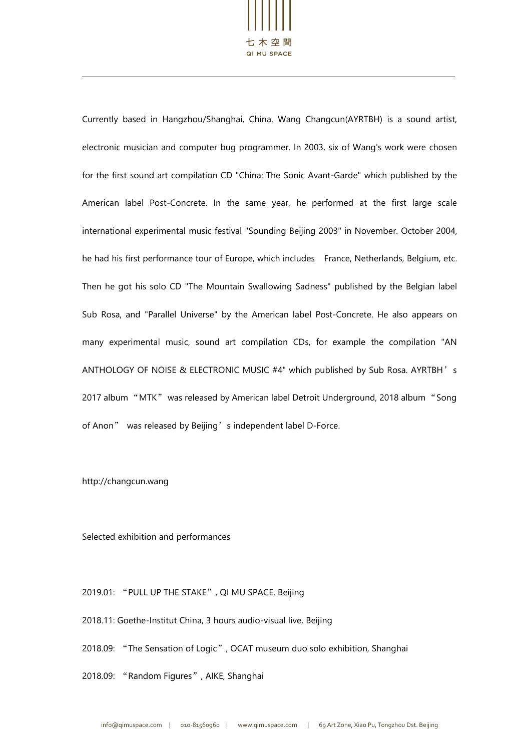Currently based in Hangzhou/Shanghai, China. Wang Changcun(AYRTBH) is a sound artist, electronic musician and computer bug programmer. In 2003, six of Wang's work were chosen for the first sound art compilation CD "China: The Sonic Avant-Garde" which published by the American label Post-Concrete. In the same year, he performed at the first large scale international experimental music festival "Sounding Beijing 2003" in November. October 2004, he had his first performance tour of Europe, which includes  France, Netherlands, Belgium, etc. Then he got his solo CD "The Mountain Swallowing Sadness" published by the Belgian label Sub Rosa, and "Parallel Universe" by the American label Post-Concrete. He also appears on many experimental music, sound art compilation CDs, for example the compilation "AN ANTHOLOGY OF NOISE & ELECTRONIC MUSIC #4" which published by Sub Rosa. AYRTBH's 2017 album "MTK" was released by American label Detroit Underground, 2018 album "Song of Anon" was released by Beijing's independent label D-Force.

http://changcun.wang

Selected exhibition and performances

2019.01: "PULL UP THE STAKE", QI MU SPACE, Beijing

2018.11: Goethe-Institut China, 3 hours audio-visual live, Beijing

2018.09: "The Sensation of Logic", OCAT museum duo solo exhibition, Shanghai

2018.09: "Random Figures", AIKE, Shanghai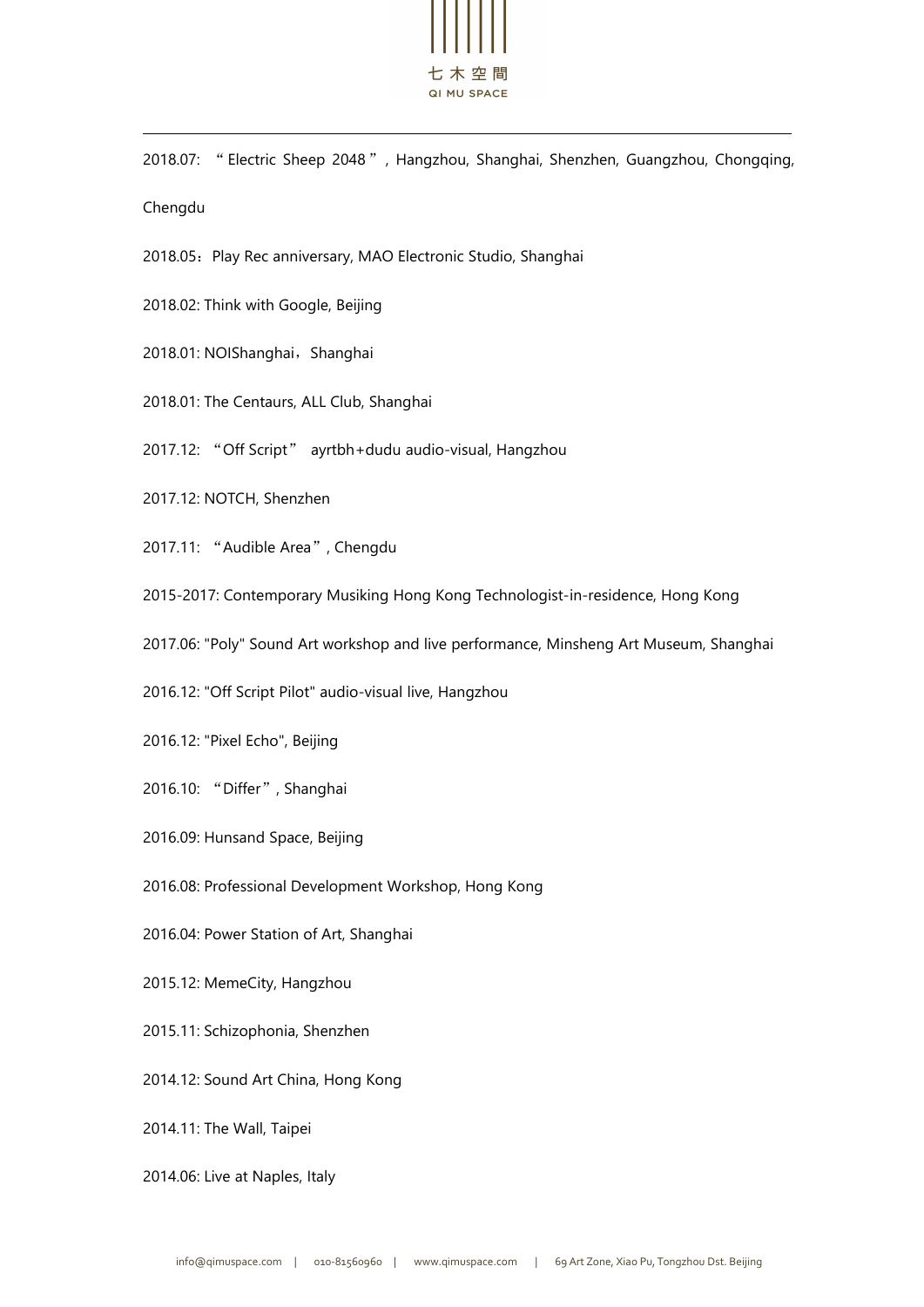2018.07: " Electric Sheep 2048 ", Hangzhou, Shanghai, Shenzhen, Guangzhou, Chongqing, Chengdu

2018.05：Play Rec anniversary, MAO Electronic Studio, Shanghai

2018.02: Think with Google, Beijing

2018.01: NOIShanghai，Shanghai

2018.01: The Centaurs, ALL Club, Shanghai

2017.12: "Off Script" ayrtbh+dudu audio-visual, Hangzhou

2017.12: NOTCH, Shenzhen

2017.11: "Audible Area", Chengdu

2015-2017: Contemporary Musiking Hong Kong Technologist-in-residence, Hong Kong

2017.06: "Poly" Sound Art workshop and live performance, Minsheng Art Museum, Shanghai

2016.12: "Off Script Pilot" audio-visual live, Hangzhou

2016.12: "Pixel Echo", Beijing

2016.10: "Differ", Shanghai

2016.09: Hunsand Space, Beijing

2016.08: Professional Development Workshop, Hong Kong

2016.04: Power Station of Art, Shanghai

2015.12: MemeCity, Hangzhou

2015.11: Schizophonia, Shenzhen

2014.12: Sound Art China, Hong Kong

2014.11: The Wall, Taipei

2014.06: Live at Naples, Italy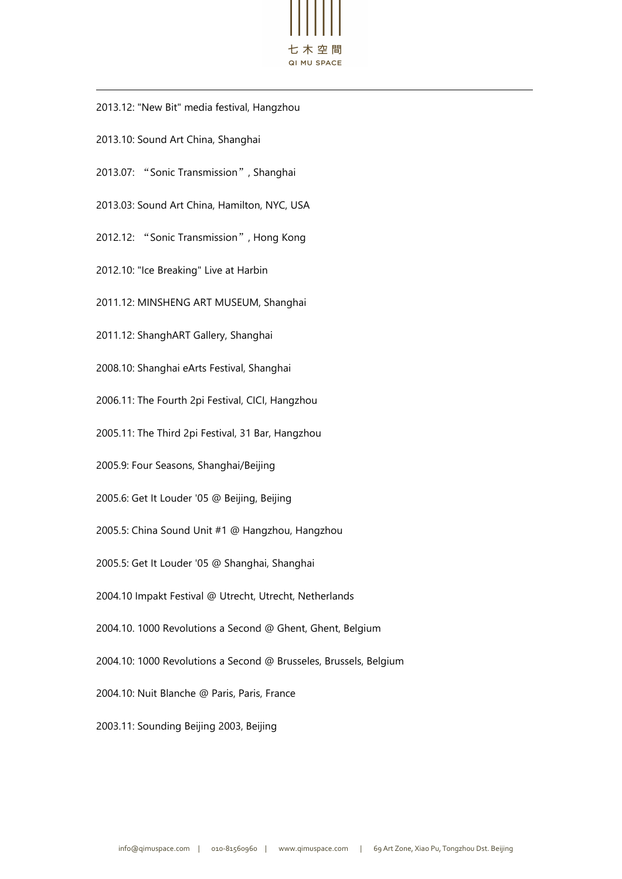2013.12: "New Bit" media festival, Hangzhou

2013.10: Sound Art China, Shanghai

2013.07: “Sonic Transmission”, Shanghai

2013.03: Sound Art China, Hamilton, NYC, USA

2012.12: “Sonic Transmission”, Hong Kong

2012.10: "Ice Breaking" Live at Harbin

2011.12: MINSHENG ART MUSEUM, Shanghai

2011.12: ShanghART Gallery, Shanghai

2008.10: Shanghai eArts Festival, Shanghai

2006.11: The Fourth 2pi Festival, CICI, Hangzhou

2005.11: The Third 2pi Festival, 31 Bar, Hangzhou

2005.9: Four Seasons, Shanghai/Beijing

2005.6: Get It Louder '05 @ Beijing, Beijing

2005.5: China Sound Unit #1 @ Hangzhou, Hangzhou

2005.5: Get It Louder '05 @ Shanghai, Shanghai

2004.10 Impakt Festival @ Utrecht, Utrecht, Netherlands

2004.10. 1000 Revolutions a Second @ Ghent, Ghent, Belgium

2004.10: 1000 Revolutions a Second @ Brusseles, Brussels, Belgium

2004.10: Nuit Blanche @ Paris, Paris, France

2003.11: Sounding Beijing 2003, Beijing